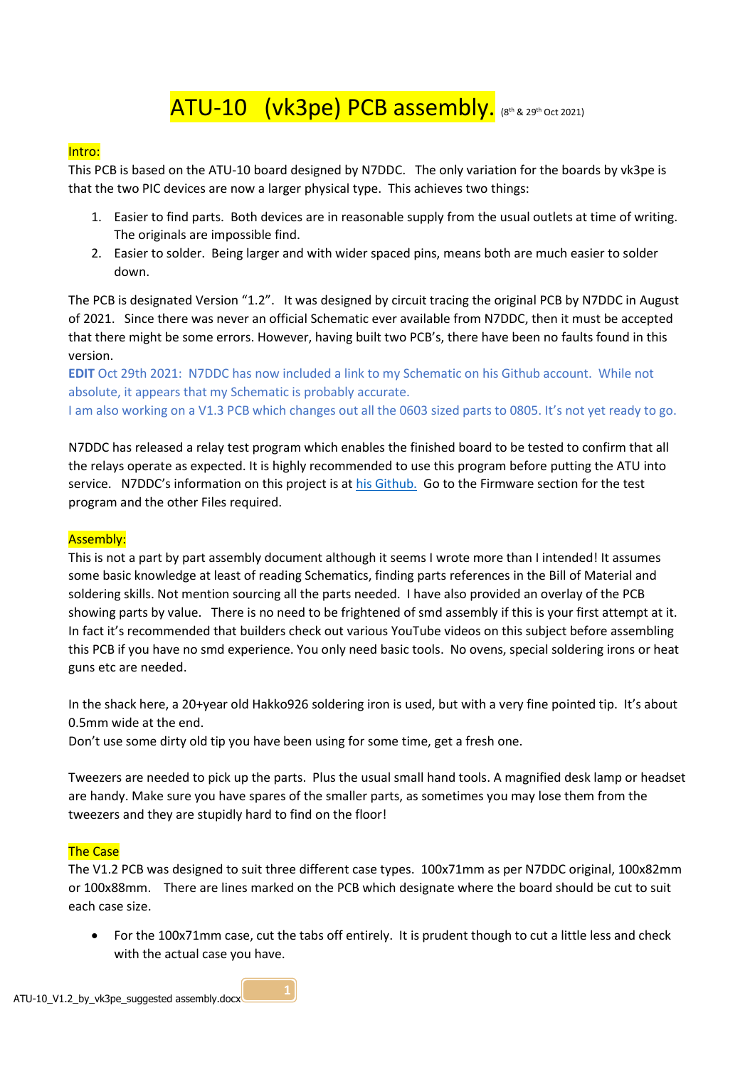# ATU-10 (vk3pe) PCB assembly. (8th & 29th Oct 2021)

## Intro:

This PCB is based on the ATU-10 board designed by N7DDC. The only variation for the boards by vk3pe is that the two PIC devices are now a larger physical type. This achieves two things:

1. Easier to find parts. Both devices are in reasonable supply from the usual outlets at time of writing. The originals are impossible find.
2. Easier to solder. Being larger and with wider spaced pins, means both are much easier to solder down.

The PCB is designated Version "1.2". It was designed by circuit tracing the original PCB by N7DDC in August of 2021. Since there was never an official Schematic ever available from N7DDC, then it must be accepted that there might be some errors. However, having built two PCB's, there have been no faults found in this version.

**EDIT** Oct 29th 2021: N7DDC has now included a link to my Schematic on his Github account. While not absolute, it appears that my Schematic is probably accurate.

I am also working on a V1.3 PCB which changes out all the 0603 sized parts to 0805. It's not yet ready to go.

N7DDC has released a relay test program which enables the finished board to be tested to confirm that all the relays operate as expected. It is highly recommended to use this program before putting the ATU into service. N7DDC's information on this project is at his Github. Go to the Firmware section for the test program and the other Files required.

## Assembly:

This is not a part by part assembly document although it seems I wrote more than I intended! It assumes some basic knowledge at least of reading Schematics, finding parts references in the Bill of Material and soldering skills. Not mention sourcing all the parts needed. I have also provided an overlay of the PCB showing parts by value. There is no need to be frightened of smd assembly if this is your first attempt at it. In fact it's recommended that builders check out various YouTube videos on this subject before assembling this PCB if you have no smd experience. You only need basic tools. No ovens, special soldering irons or heat guns etc are needed.

In the shack here, a 20+year old Hakko926 soldering iron is used, but with a very fine pointed tip. It's about 0.5mm wide at the end.

Don't use some dirty old tip you have been using for some time, get a fresh one.

Tweezers are needed to pick up the parts. Plus the usual small hand tools. A magnified desk lamp or headset are handy. Make sure you have spares of the smaller parts, as sometimes you may lose them from the tweezers and they are stupidly hard to find on the floor!

## The Case

The V1.2 PCB was designed to suit three different case types. 100x71mm as per N7DDC original, 100x82mm or 100x88mm. There are lines marked on the PCB which designate where the board should be cut to suit each case size.

- For the 100x71mm case, cut the tabs off entirely. It is prudent though to cut a little less and check with the actual case you have.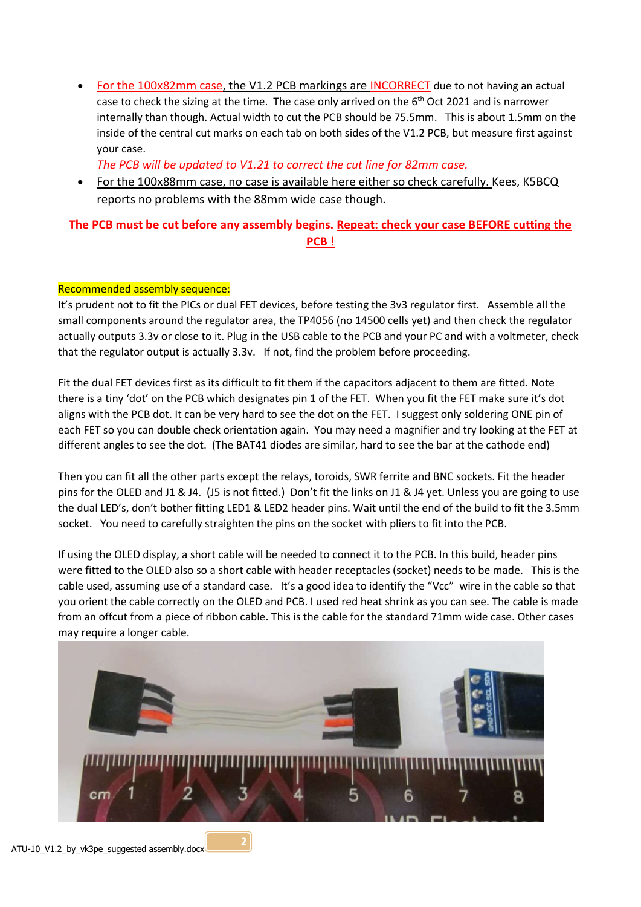- For the 100x82mm case, the V1.2 PCB markings are INCORRECT due to not having an actual case to check the sizing at the time. The case only arrived on the 6th Oct 2021 and is narrower internally than though. Actual width to cut the PCB should be 75.5mm. This is about 1.5mm on the inside of the central cut marks on each tab on both sides of the V1.2 PCB, but measure first against your case.
  *The PCB will be updated to V1.21 to correct the cut line for 82mm case.*
- For the 100x88mm case, no case is available here either so check carefully. Kees, K5BCQ reports no problems with the 88mm wide case though.

**The PCB must be cut before any assembly begins. Repeat: check your case BEFORE cutting the PCB !**

Recommended assembly sequence:

It's prudent not to fit the PICs or dual FET devices, before testing the 3v3 regulator first. Assemble all the small components around the regulator area, the TP4056 (no 14500 cells yet) and then check the regulator actually outputs 3.3v or close to it. Plug in the USB cable to the PCB and your PC and with a voltmeter, check that the regulator output is actually 3.3v. If not, find the problem before proceeding.

Fit the dual FET devices first as its difficult to fit them if the capacitors adjacent to them are fitted. Note there is a tiny 'dot' on the PCB which designates pin 1 of the FET. When you fit the FET make sure it's dot aligns with the PCB dot. It can be very hard to see the dot on the FET. I suggest only soldering ONE pin of each FET so you can double check orientation again. You may need a magnifier and try looking at the FET at different angles to see the dot. (The BAT41 diodes are similar, hard to see the bar at the cathode end)

Then you can fit all the other parts except the relays, toroids, SWR ferrite and BNC sockets. Fit the header pins for the OLED and J1 & J4. (J5 is not fitted.) Don't fit the links on J1 & J4 yet. Unless you are going to use the dual LED's, don't bother fitting LED1 & LED2 header pins. Wait until the end of the build to fit the 3.5mm socket. You need to carefully straighten the pins on the socket with pliers to fit into the PCB.

If using the OLED display, a short cable will be needed to connect it to the PCB. In this build, header pins were fitted to the OLED also so a short cable with header receptacles (socket) needs to be made. This is the cable used, assuming use of a standard case. It's a good idea to identify the "Vcc" wire in the cable so that you orient the cable correctly on the OLED and PCB. I used red heat shrink as you can see. The cable is made from an offcut from a piece of ribbon cable. This is the cable for the standard 71mm wide case. Other cases may require a longer cable.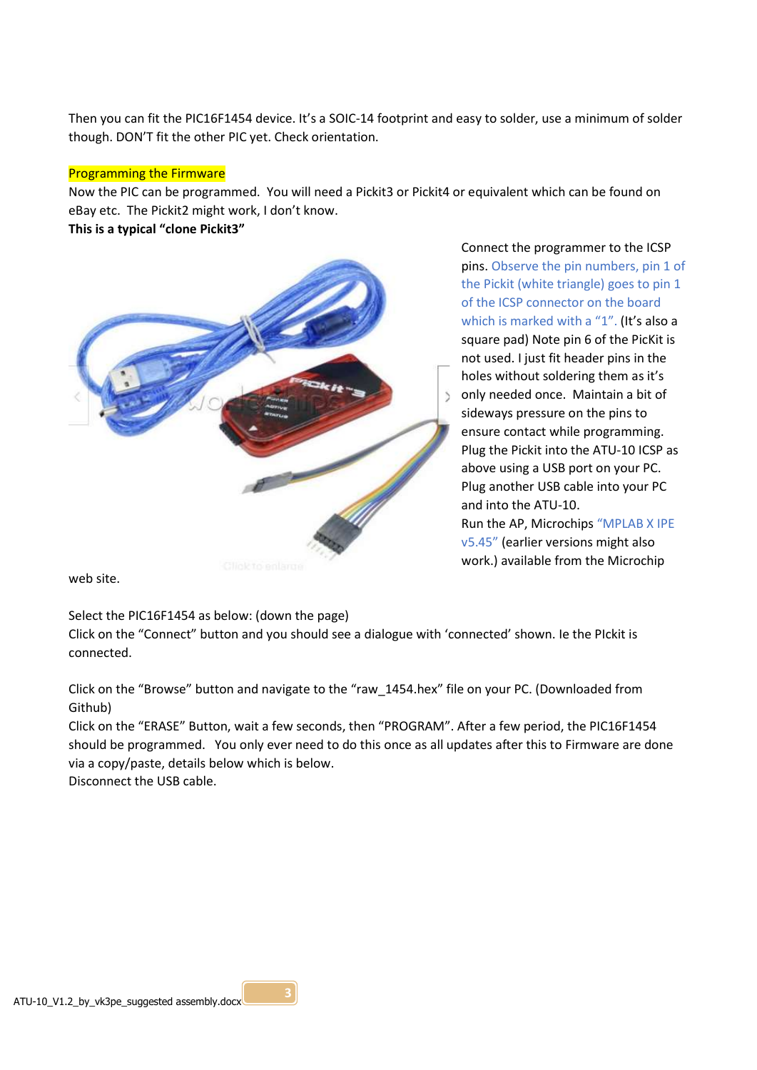Then you can fit the PIC16F1454 device. It's a SOIC-14 footprint and easy to solder, use a minimum of solder though. DON'T fit the other PIC yet. Check orientation.

## Programming the Firmware

Now the PIC can be programmed. You will need a Pickit3 or Pickit4 or equivalent which can be found on eBay etc. The Pickit2 might work, I don't know.

**This is a typical "clone Pickit3"**

Connect the programmer to the ICSP pins. Observe the pin numbers, pin 1 of the Pickit (white triangle) goes to pin 1 of the ICSP connector on the board which is marked with a "1". (It's also a square pad) Note pin 6 of the PicKit is not used. I just fit header pins in the holes without soldering them as it's only needed once. Maintain a bit of sideways pressure on the pins to ensure contact while programming. Plug the Pickit into the ATU-10 ICSP as above using a USB port on your PC. Plug another USB cable into your PC and into the ATU-10.

Run the AP, Microchips "MPLAB X IPE v5.45" (earlier versions might also work.) available from the Microchip web site.

Select the PIC16F1454 as below: (down the page)

Click on the "Connect" button and you should see a dialogue with 'connected' shown. Ie the PIckit is connected.

Click on the "Browse" button and navigate to the "raw_1454.hex" file on your PC. (Downloaded from Github)

Click on the "ERASE" Button, wait a few seconds, then "PROGRAM". After a few period, the PIC16F1454 should be programmed. You only ever need to do this once as all updates after this to Firmware are done via a copy/paste, details below which is below.

Disconnect the USB cable.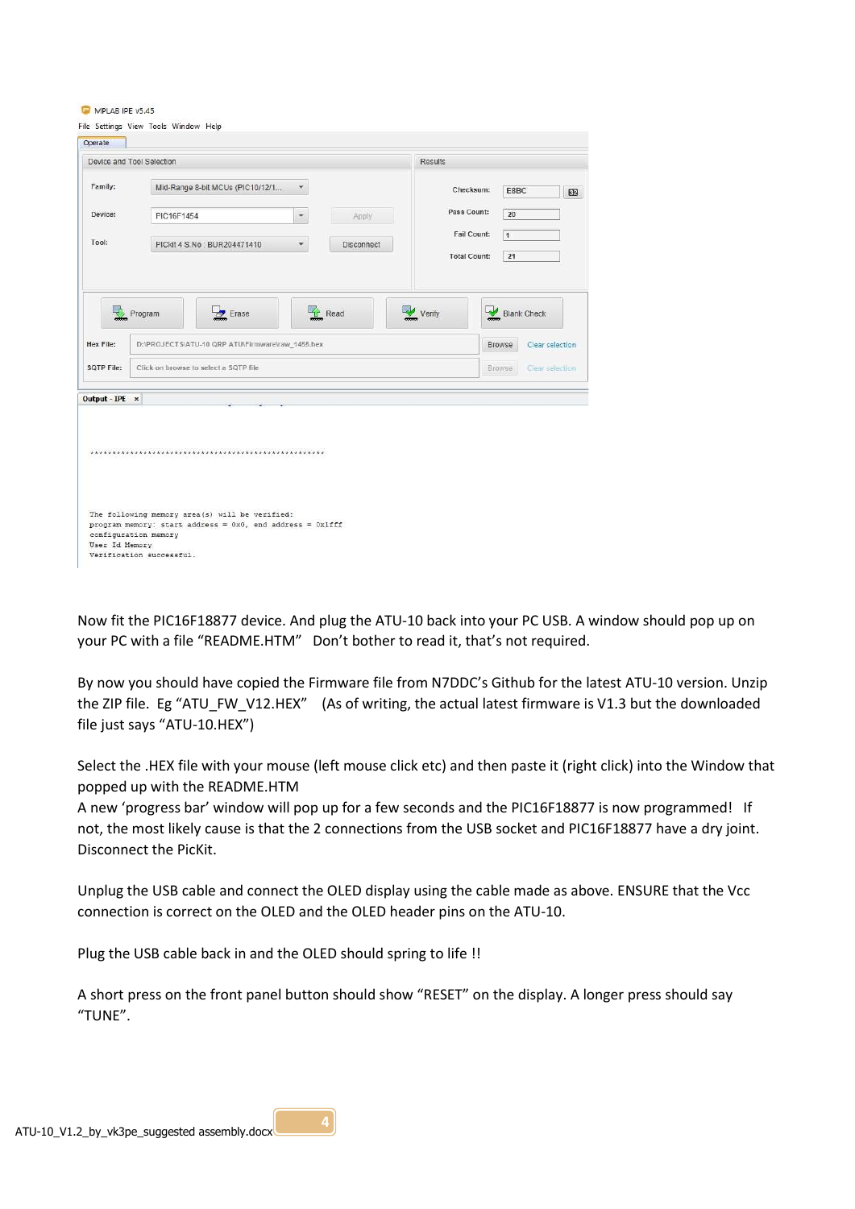MPLAB IPE v5.45

File Settings View Tools Window Help

Operate

Device and Tool Selection

Family: Mid-Range 8-bit MCUs (PIC10/12/1...

Device: PIC16F1454 Apply

Tool: PICkit 4 S.No : BUR204471410 Disconnect

Results

Checksum: E8BC

Pass Count: 20

Fail Count: 1

Total Count: 21

Program Erase Read Verify Blank Check

Hex File: D:\PROJECTS\ATU-10 QRP ATU\Firmware\raw_1455.hex Browse Clear selection

SQTP File: Click on browse to select a SQTP file Browse Clear selection

Output - IPE

```
*************************************************

The following memory area(s) will be verified:
program memory: start address = 0x0, end address = 0x1fff
configuration memory
User Id Memory
Verification successful.
```

Now fit the PIC16F18877 device. And plug the ATU-10 back into your PC USB. A window should pop up on your PC with a file "README.HTM" Don't bother to read it, that's not required.

By now you should have copied the Firmware file from N7DDC's Github for the latest ATU-10 version. Unzip the ZIP file. Eg "ATU_FW_V12.HEX" (As of writing, the actual latest firmware is V1.3 but the downloaded file just says "ATU-10.HEX")

Select the .HEX file with your mouse (left mouse click etc) and then paste it (right click) into the Window that popped up with the README.HTM

A new 'progress bar' window will pop up for a few seconds and the PIC16F18877 is now programmed! If not, the most likely cause is that the 2 connections from the USB socket and PIC16F18877 have a dry joint. Disconnect the PicKit.

Unplug the USB cable and connect the OLED display using the cable made as above. ENSURE that the Vcc connection is correct on the OLED and the OLED header pins on the ATU-10.

Plug the USB cable back in and the OLED should spring to life !!

A short press on the front panel button should show "RESET" on the display. A longer press should say "TUNE".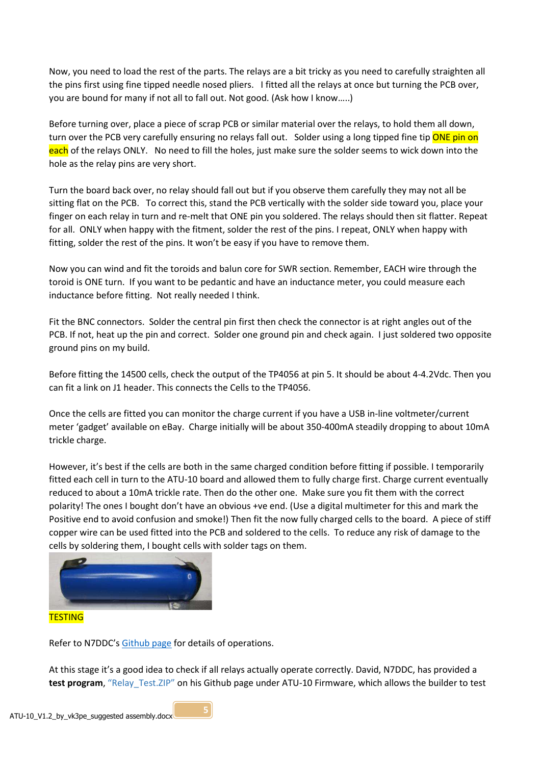Now, you need to load the rest of the parts. The relays are a bit tricky as you need to carefully straighten all the pins first using fine tipped needle nosed pliers. I fitted all the relays at once but turning the PCB over, you are bound for many if not all to fall out. Not good. (Ask how I know…..)

Before turning over, place a piece of scrap PCB or similar material over the relays, to hold them all down, turn over the PCB very carefully ensuring no relays fall out. Solder using a long tipped fine tip ONE pin on each of the relays ONLY. No need to fill the holes, just make sure the solder seems to wick down into the hole as the relay pins are very short.

Turn the board back over, no relay should fall out but if you observe them carefully they may not all be sitting flat on the PCB. To correct this, stand the PCB vertically with the solder side toward you, place your finger on each relay in turn and re-melt that ONE pin you soldered. The relays should then sit flatter. Repeat for all. ONLY when happy with the fitment, solder the rest of the pins. I repeat, ONLY when happy with fitting, solder the rest of the pins. It won't be easy if you have to remove them.

Now you can wind and fit the toroids and balun core for SWR section. Remember, EACH wire through the toroid is ONE turn. If you want to be pedantic and have an inductance meter, you could measure each inductance before fitting. Not really needed I think.

Fit the BNC connectors. Solder the central pin first then check the connector is at right angles out of the PCB. If not, heat up the pin and correct. Solder one ground pin and check again. I just soldered two opposite ground pins on my build.

Before fitting the 14500 cells, check the output of the TP4056 at pin 5. It should be about 4-4.2Vdc. Then you can fit a link on J1 header. This connects the Cells to the TP4056.

Once the cells are fitted you can monitor the charge current if you have a USB in-line voltmeter/current meter 'gadget' available on eBay. Charge initially will be about 350-400mA steadily dropping to about 10mA trickle charge.

However, it's best if the cells are both in the same charged condition before fitting if possible. I temporarily fitted each cell in turn to the ATU-10 board and allowed them to fully charge first. Charge current eventually reduced to about a 10mA trickle rate. Then do the other one. Make sure you fit them with the correct polarity! The ones I bought don't have an obvious +ve end. (Use a digital multimeter for this and mark the Positive end to avoid confusion and smoke!) Then fit the now fully charged cells to the board. A piece of stiff copper wire can be used fitted into the PCB and soldered to the cells. To reduce any risk of damage to the cells by soldering them, I bought cells with solder tags on them.

## TESTING

Refer to N7DDC's Github page for details of operations.

At this stage it's a good idea to check if all relays actually operate correctly. David, N7DDC, has provided a **test program**, "Relay_Test.ZIP" on his Github page under ATU-10 Firmware, which allows the builder to test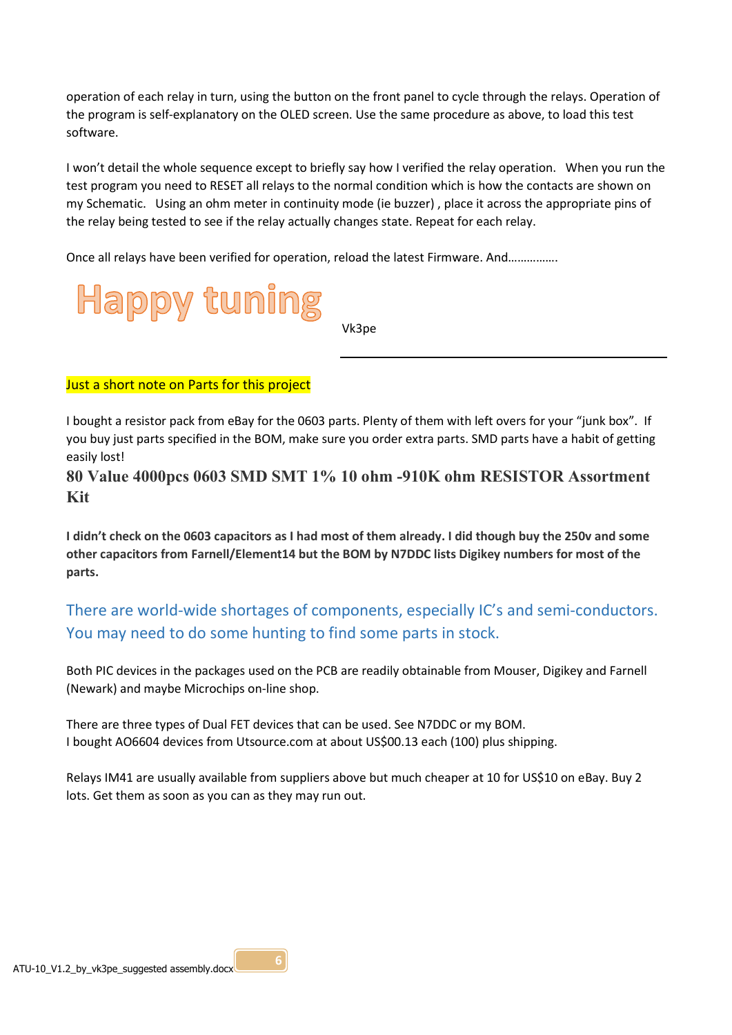operation of each relay in turn, using the button on the front panel to cycle through the relays. Operation of the program is self-explanatory on the OLED screen. Use the same procedure as above, to load this test software.

I won't detail the whole sequence except to briefly say how I verified the relay operation. When you run the test program you need to RESET all relays to the normal condition which is how the contacts are shown on my Schematic. Using an ohm meter in continuity mode (ie buzzer) , place it across the appropriate pins of the relay being tested to see if the relay actually changes state. Repeat for each relay.

Once all relays have been verified for operation, reload the latest Firmware. And…………….

# Happy tuning

Vk3pe

---

Just a short note on Parts for this project

I bought a resistor pack from eBay for the 0603 parts. Plenty of them with left overs for your "junk box". If you buy just parts specified in the BOM, make sure you order extra parts. SMD parts have a habit of getting easily lost!

### 80 Value 4000pcs 0603 SMD SMT 1% 10 ohm -910K ohm RESISTOR Assortment Kit

**I didn't check on the 0603 capacitors as I had most of them already. I did though buy the 250v and some other capacitors from Farnell/Element14 but the BOM by N7DDC lists Digikey numbers for most of the parts.**

There are world-wide shortages of components, especially IC's and semi-conductors. You may need to do some hunting to find some parts in stock.

Both PIC devices in the packages used on the PCB are readily obtainable from Mouser, Digikey and Farnell (Newark) and maybe Microchips on-line shop.

There are three types of Dual FET devices that can be used. See N7DDC or my BOM.
I bought AO6604 devices from Utsource.com at about US$00.13 each (100) plus shipping.

Relays IM41 are usually available from suppliers above but much cheaper at 10 for US$10 on eBay. Buy 2 lots. Get them as soon as you can as they may run out.